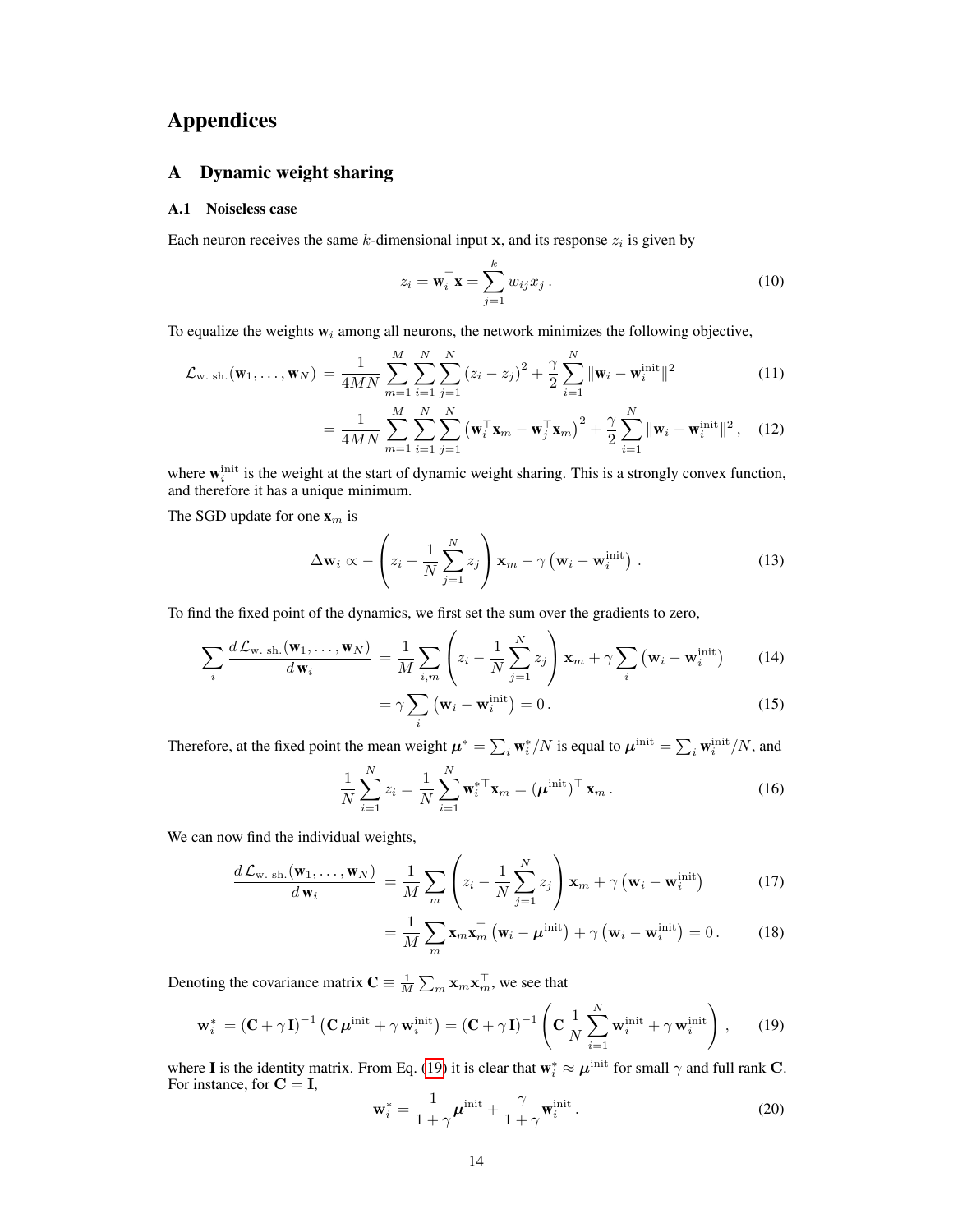# Appendices

## A Dynamic weight sharing

### A.1 Noiseless case

Each neuron receives the same $k$-dimensional input $\mathbf{x}$, and its response $z_i$ is given by

$$z_i = \mathbf{w}_i^\top \mathbf{x} = \sum_{j=1}^{k} w_{ij} x_j \,. \tag{10}$$

To equalize the weights $\mathbf{w}_i$ among all neurons, the network minimizes the following objective,

$$\begin{aligned}
\mathcal{L}_{\text{w. sh.}}(\mathbf{w}_1, \dots, \mathbf{w}_N) &= \frac{1}{4MN} \sum_{m=1}^{M} \sum_{i=1}^{N} \sum_{j=1}^{N} \left(z_i - z_j\right)^2 + \frac{\gamma}{2} \sum_{i=1}^{N} \|\mathbf{w}_i - \mathbf{w}_i^{\text{init}}\|^2 & (11)\\
&= \frac{1}{4MN} \sum_{m=1}^{M} \sum_{i=1}^{N} \sum_{j=1}^{N} \left(\mathbf{w}_i^\top \mathbf{x}_m - \mathbf{w}_j^\top \mathbf{x}_m\right)^2 + \frac{\gamma}{2} \sum_{i=1}^{N} \|\mathbf{w}_i - \mathbf{w}_i^{\text{init}}\|^2 \,, & (12)
\end{aligned}$$

where $\mathbf{w}_i^{\text{init}}$ is the weight at the start of dynamic weight sharing. This is a strongly convex function, and therefore it has a unique minimum.

The SGD update for one $\mathbf{x}_m$ is

$$\Delta \mathbf{w}_i \propto -\left(z_i - \frac{1}{N} \sum_{j=1}^{N} z_j\right) \mathbf{x}_m - \gamma \left(\mathbf{w}_i - \mathbf{w}_i^{\text{init}}\right) \,. \tag{13}$$

To find the fixed point of the dynamics, we first set the sum over the gradients to zero,

$$\begin{aligned}
\sum_i \frac{d\,\mathcal{L}_{\text{w. sh.}}(\mathbf{w}_1, \dots, \mathbf{w}_N)}{d\,\mathbf{w}_i} &= \frac{1}{M} \sum_{i,m} \left(z_i - \frac{1}{N} \sum_{j=1}^{N} z_j\right) \mathbf{x}_m + \gamma \sum_i \left(\mathbf{w}_i - \mathbf{w}_i^{\text{init}}\right) & (14)\\
&= \gamma \sum_i \left(\mathbf{w}_i - \mathbf{w}_i^{\text{init}}\right) = 0 \,. & (15)
\end{aligned}$$

Therefore, at the fixed point the mean weight $\boldsymbol{\mu}^* = \sum_i \mathbf{w}_i^* / N$ is equal to $\boldsymbol{\mu}^{\text{init}} = \sum_i \mathbf{w}_i^{\text{init}} / N$, and

$$\frac{1}{N} \sum_{i=1}^{N} z_i = \frac{1}{N} \sum_{i=1}^{N} \mathbf{w}_i^{*\top} \mathbf{x}_m = \left(\boldsymbol{\mu}^{\text{init}}\right)^\top \mathbf{x}_m \,. \tag{16}$$

We can now find the individual weights,

$$\begin{aligned}
\frac{d\,\mathcal{L}_{\text{w. sh.}}(\mathbf{w}_1, \dots, \mathbf{w}_N)}{d\,\mathbf{w}_i} &= \frac{1}{M} \sum_{m} \left(z_i - \frac{1}{N} \sum_{j=1}^{N} z_j\right) \mathbf{x}_m + \gamma \left(\mathbf{w}_i - \mathbf{w}_i^{\text{init}}\right) & (17)\\
&= \frac{1}{M} \sum_m \mathbf{x}_m \mathbf{x}_m^\top \left(\mathbf{w}_i - \boldsymbol{\mu}^{\text{init}}\right) + \gamma \left(\mathbf{w}_i - \mathbf{w}_i^{\text{init}}\right) = 0 \,. & (18)
\end{aligned}$$

Denoting the covariance matrix $\mathbf{C} \equiv \frac{1}{M} \sum_m \mathbf{x}_m \mathbf{x}_m^\top$, we see that

$$\mathbf{w}_i^* = \left(\mathbf{C} + \gamma\, \mathbf{I}\right)^{-1} \left(\mathbf{C}\, \boldsymbol{\mu}^{\text{init}} + \gamma\, \mathbf{w}_i^{\text{init}}\right) = \left(\mathbf{C} + \gamma\, \mathbf{I}\right)^{-1} \left(\mathbf{C}\, \frac{1}{N} \sum_{i=1}^{N} \mathbf{w}_i^{\text{init}} + \gamma\, \mathbf{w}_i^{\text{init}}\right) \,, \tag{19}$$

where $\mathbf{I}$ is the identity matrix. From Eq. (19) it is clear that $\mathbf{w}_i^* \approx \boldsymbol{\mu}^{\text{init}}$ for small $\gamma$ and full rank $\mathbf{C}$. For instance, for $\mathbf{C} = \mathbf{I}$,

$$\mathbf{w}_i^* = \frac{1}{1+\gamma} \boldsymbol{\mu}^{\text{init}} + \frac{\gamma}{1+\gamma} \mathbf{w}_i^{\text{init}} \,. \tag{20}$$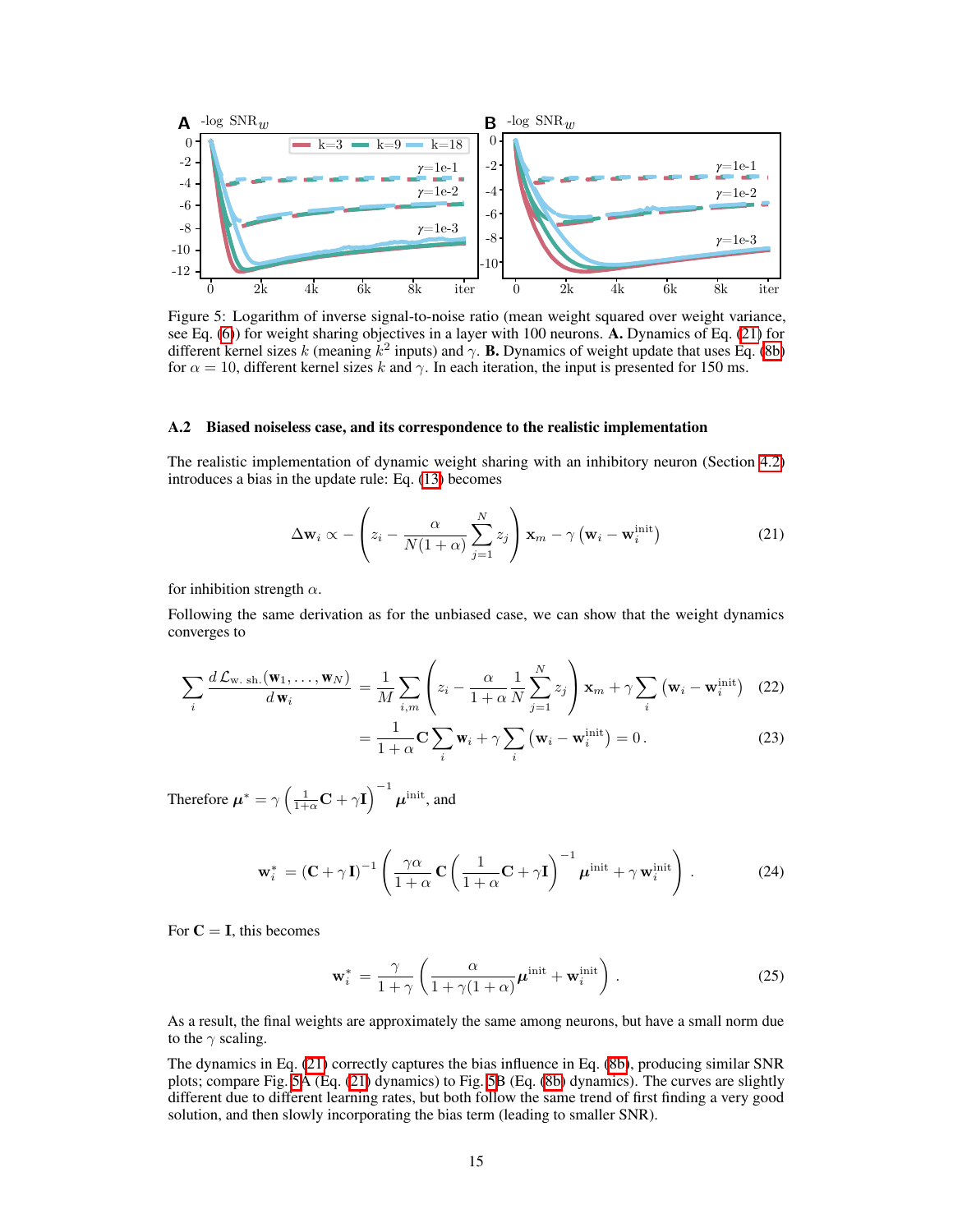Figure 5: Logarithm of inverse signal-to-noise ratio (mean weight squared over weight variance, see Eq. (6)) for weight sharing objectives in a layer with 100 neurons. **A.** Dynamics of Eq. (21) for different kernel sizes $k$ (meaning $k^2$ inputs) and $\gamma$. **B.** Dynamics of weight update that uses Eq. (8b) for $\alpha = 10$, different kernel sizes $k$ and $\gamma$. In each iteration, the input is presented for 150 ms.

### A.2 Biased noiseless case, and its correspondence to the realistic implementation

The realistic implementation of dynamic weight sharing with an inhibitory neuron (Section 4.2) introduces a bias in the update rule: Eq. (13) becomes

$$\Delta \mathbf{w}_i \propto -\left(z_i - \frac{\alpha}{N(1+\alpha)}\sum_{j=1}^{N} z_j\right)\mathbf{x}_m - \gamma\left(\mathbf{w}_i - \mathbf{w}_i^{\mathrm{init}}\right) \tag{21}$$

for inhibition strength $\alpha$.

Following the same derivation as for the unbiased case, we can show that the weight dynamics converges to

$$\begin{aligned}\sum_i \frac{d\,\mathcal{L}_{\mathrm{w.\,sh.}}(\mathbf{w}_1, \dots, \mathbf{w}_N)}{d\,\mathbf{w}_i} &= \frac{1}{M}\sum_{i,m}\left(z_i - \frac{\alpha}{1+\alpha}\frac{1}{N}\sum_{j=1}^{N} z_j\right)\mathbf{x}_m + \gamma\sum_i\left(\mathbf{w}_i - \mathbf{w}_i^{\mathrm{init}}\right) \qquad (22)\\ &= \frac{1}{1+\alpha}\mathbf{C}\sum_i \mathbf{w}_i + \gamma\sum_i\left(\mathbf{w}_i - \mathbf{w}_i^{\mathrm{init}}\right) = 0\,. \qquad (23)\end{aligned}$$

Therefore $\boldsymbol{\mu}^* = \gamma\left(\frac{1}{1+\alpha}\mathbf{C} + \gamma\mathbf{I}\right)^{-1}\boldsymbol{\mu}^{\mathrm{init}}$, and

$$\mathbf{w}_i^* = \left(\mathbf{C} + \gamma\,\mathbf{I}\right)^{-1}\left(\frac{\gamma\alpha}{1+\alpha}\,\mathbf{C}\left(\frac{1}{1+\alpha}\mathbf{C} + \gamma\mathbf{I}\right)^{-1}\boldsymbol{\mu}^{\mathrm{init}} + \gamma\,\mathbf{w}_i^{\mathrm{init}}\right)\,. \tag{24}$$

For $\mathbf{C} = \mathbf{I}$, this becomes

$$\mathbf{w}_i^* = \frac{\gamma}{1+\gamma}\left(\frac{\alpha}{1+\gamma(1+\alpha)}\boldsymbol{\mu}^{\mathrm{init}} + \mathbf{w}_i^{\mathrm{init}}\right)\,. \tag{25}$$

As a result, the final weights are approximately the same among neurons, but have a small norm due to the $\gamma$ scaling.

The dynamics in Eq. (21) correctly captures the bias influence in Eq. (8b), producing similar SNR plots; compare Fig. 5A (Eq. (21) dynamics) to Fig. 5B (Eq. (8b) dynamics). The curves are slightly different due to different learning rates, but both follow the same trend of first finding a very good solution, and then slowly incorporating the bias term (leading to smaller SNR).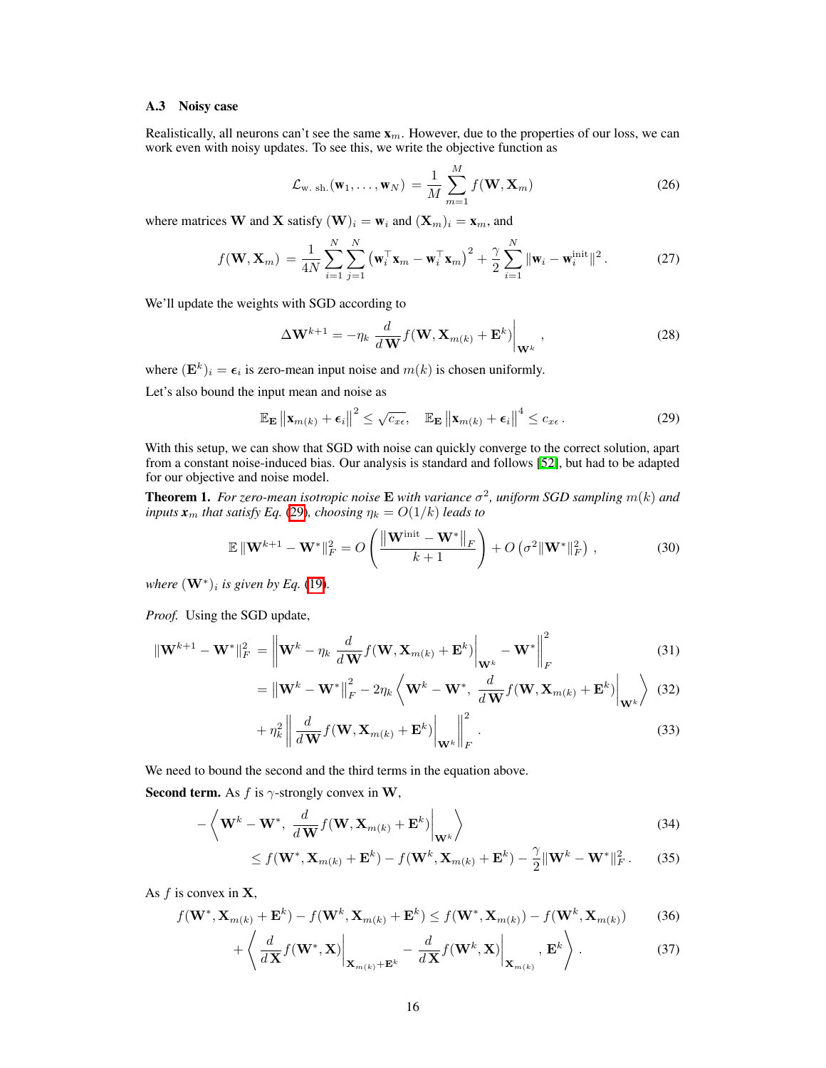### A.3 Noisy case

Realistically, all neurons can't see the same $\mathbf{x}_m$. However, due to the properties of our loss, we can work even with noisy updates. To see this, we write the objective function as

$$\mathcal{L}_{\text{w. sh.}}(\mathbf{w}_1, \dots, \mathbf{w}_N) = \frac{1}{M}\sum_{m=1}^{M} f(\mathbf{W}, \mathbf{X}_m) \tag{26}$$

where matrices $\mathbf{W}$ and $\mathbf{X}$ satisfy $(\mathbf{W})_i = \mathbf{w}_i$ and $(\mathbf{X}_m)_i = \mathbf{x}_m$, and

$$f(\mathbf{W}, \mathbf{X}_m) = \frac{1}{4N}\sum_{i=1}^{N}\sum_{j=1}^{N}\left(\mathbf{w}_i^\top \mathbf{x}_m - \mathbf{w}_i^\top \mathbf{x}_m\right)^2 + \frac{\gamma}{2}\sum_{i=1}^{N}\|\mathbf{w}_i - \mathbf{w}_i^{\text{init}}\|^2 . \tag{27}$$

We'll update the weights with SGD according to

$$\Delta \mathbf{W}^{k+1} = -\eta_k \left.\frac{d}{d\,\mathbf{W}} f(\mathbf{W}, \mathbf{X}_{m(k)} + \mathbf{E}^k)\right|_{\mathbf{W}^k}, \tag{28}$$

where $(\mathbf{E}^k)_i = \boldsymbol{\epsilon}_i$ is zero-mean input noise and $m(k)$ is chosen uniformly.

Let's also bound the input mean and noise as

$$\mathbb{E}_{\mathbf{E}}\left\|\mathbf{x}_{m(k)} + \boldsymbol{\epsilon}_i\right\|^2 \leq \sqrt{c_{x\epsilon}}, \quad \mathbb{E}_{\mathbf{E}}\left\|\mathbf{x}_{m(k)} + \boldsymbol{\epsilon}_i\right\|^4 \leq c_{x\epsilon}. \tag{29}$$

With this setup, we can show that SGD with noise can quickly converge to the correct solution, apart from a constant noise-induced bias. Our analysis is standard and follows [52], but had to be adapted for our objective and noise model.

**Theorem 1.** *For zero-mean isotropic noise $\mathbf{E}$ with variance $\sigma^2$, uniform SGD sampling $m(k)$ and inputs $\boldsymbol{x}_m$ that satisfy Eq. (29), choosing $\eta_k = O(1/k)$ leads to*

$$\mathbb{E}\,\|\mathbf{W}^{k+1} - \mathbf{W}^*\|_F^2 = O\left(\frac{\left\|\mathbf{W}^{\text{init}} - \mathbf{W}^*\right\|_F}{k+1}\right) + O\left(\sigma^2\|\mathbf{W}^*\|_F^2\right), \tag{30}$$

*where $(\mathbf{W}^*)_i$ is given by Eq. (19).*

*Proof.* Using the SGD update,

$$\|\mathbf{W}^{k+1} - \mathbf{W}^*\|_F^2 = \left\|\mathbf{W}^k - \eta_k \left.\frac{d}{d\,\mathbf{W}} f(\mathbf{W}, \mathbf{X}_{m(k)} + \mathbf{E}^k)\right|_{\mathbf{W}^k} - \mathbf{W}^*\right\|_F^2 \tag{31}$$

$$= \left\|\mathbf{W}^k - \mathbf{W}^*\right\|_F^2 - 2\eta_k\left\langle \mathbf{W}^k - \mathbf{W}^*,\ \left.\frac{d}{d\,\mathbf{W}} f(\mathbf{W}, \mathbf{X}_{m(k)} + \mathbf{E}^k)\right|_{\mathbf{W}^k}\right\rangle \tag{32}$$

$$+ \eta_k^2\left\|\left.\frac{d}{d\,\mathbf{W}} f(\mathbf{W}, \mathbf{X}_{m(k)} + \mathbf{E}^k)\right|_{\mathbf{W}^k}\right\|_F^2 . \tag{33}$$

We need to bound the second and the third terms in the equation above.

**Second term.** As $f$ is $\gamma$-strongly convex in $\mathbf{W}$,

$$-\left\langle \mathbf{W}^k - \mathbf{W}^*,\ \left.\frac{d}{d\,\mathbf{W}} f(\mathbf{W}, \mathbf{X}_{m(k)} + \mathbf{E}^k)\right|_{\mathbf{W}^k}\right\rangle \tag{34}$$

$$\leq f(\mathbf{W}^*, \mathbf{X}_{m(k)} + \mathbf{E}^k) - f(\mathbf{W}^k, \mathbf{X}_{m(k)} + \mathbf{E}^k) - \frac{\gamma}{2}\|\mathbf{W}^k - \mathbf{W}^*\|_F^2 . \tag{35}$$

As $f$ is convex in $\mathbf{X}$,

$$f(\mathbf{W}^*, \mathbf{X}_{m(k)} + \mathbf{E}^k) - f(\mathbf{W}^k, \mathbf{X}_{m(k)} + \mathbf{E}^k) \leq f(\mathbf{W}^*, \mathbf{X}_{m(k)}) - f(\mathbf{W}^k, \mathbf{X}_{m(k)}) \tag{36}$$

$$+ \left\langle \left.\frac{d}{d\,\mathbf{X}} f(\mathbf{W}^*, \mathbf{X})\right|_{\mathbf{X}_{m(k)}+\mathbf{E}^k} - \left.\frac{d}{d\,\mathbf{X}} f(\mathbf{W}^k, \mathbf{X})\right|_{\mathbf{X}_{m(k)}},\ \mathbf{E}^k\right\rangle . \tag{37}$$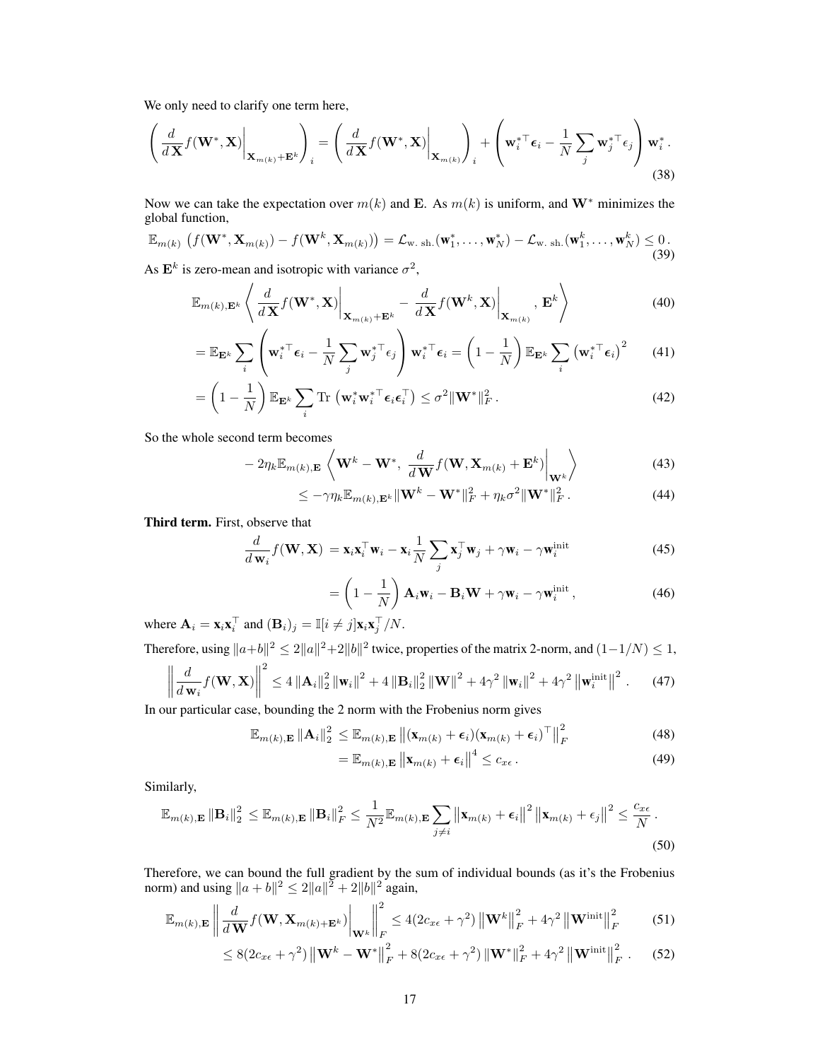We only need to clarify one term here,

$$\left( \frac{d}{d\,\mathbf{X}} f(\mathbf{W}^*, \mathbf{X})\Big|_{\mathbf{X}_{m(k)}+\mathbf{E}^k} \right)_i = \left( \frac{d}{d\,\mathbf{X}} f(\mathbf{W}^*, \mathbf{X})\Big|_{\mathbf{X}_{m(k)}} \right)_i + \left( \mathbf{w}_i^{*\top} \boldsymbol{\epsilon}_i - \frac{1}{N} \sum_j \mathbf{w}_j^{*\top} \epsilon_j \right) \mathbf{w}_i^* \,. \tag{38}$$

Now we can take the expectation over $m(k)$ and $\mathbf{E}$. As $m(k)$ is uniform, and $\mathbf{W}^*$ minimizes the global function,

$$\mathbb{E}_{m(k)} \left( f(\mathbf{W}^*, \mathbf{X}_{m(k)}) - f(\mathbf{W}^k, \mathbf{X}_{m(k)}) \right) = \mathcal{L}_{\text{w. sh.}}(\mathbf{w}_1^*, \dots, \mathbf{w}_N^*) - \mathcal{L}_{\text{w. sh.}}(\mathbf{w}_1^k, \dots, \mathbf{w}_N^k) \leq 0 \,. \tag{39}$$

As $\mathbf{E}^k$ is zero-mean and isotropic with variance $\sigma^2$,

$$\mathbb{E}_{m(k),\mathbf{E}^k} \left\langle \frac{d}{d\,\mathbf{X}} f(\mathbf{W}^*, \mathbf{X})\Big|_{\mathbf{X}_{m(k)}+\mathbf{E}^k} - \frac{d}{d\,\mathbf{X}} f(\mathbf{W}^k, \mathbf{X})\Big|_{\mathbf{X}_{m(k)}},\, \mathbf{E}^k \right\rangle \tag{40}$$

$$= \mathbb{E}_{\mathbf{E}^k} \sum_i \left( \mathbf{w}_i^{*\top} \boldsymbol{\epsilon}_i - \frac{1}{N} \sum_j \mathbf{w}_j^{*\top} \epsilon_j \right) \mathbf{w}_i^{*\top} \boldsymbol{\epsilon}_i = \left( 1 - \frac{1}{N} \right) \mathbb{E}_{\mathbf{E}^k} \sum_i \left( \mathbf{w}_i^{*\top} \boldsymbol{\epsilon}_i \right)^2 \tag{41}$$

$$= \left( 1 - \frac{1}{N} \right) \mathbb{E}_{\mathbf{E}^k} \sum_i \mathrm{Tr} \left( \mathbf{w}_i^* \mathbf{w}_i^{*\top} \boldsymbol{\epsilon}_i \boldsymbol{\epsilon}_i^\top \right) \leq \sigma^2 \|\mathbf{W}^*\|_F^2 \,. \tag{42}$$

So the whole second term becomes

$$- 2\eta_k \mathbb{E}_{m(k),\mathbf{E}} \left\langle \mathbf{W}^k - \mathbf{W}^*,\, \frac{d}{d\,\mathbf{W}} f(\mathbf{W}, \mathbf{X}_{m(k)} + \mathbf{E}^k)\Big|_{\mathbf{W}^k} \right\rangle \tag{43}$$

$$\leq -\gamma \eta_k \mathbb{E}_{m(k),\mathbf{E}^k} \|\mathbf{W}^k - \mathbf{W}^*\|_F^2 + \eta_k \sigma^2 \|\mathbf{W}^*\|_F^2 \,. \tag{44}$$

**Third term.** First, observe that

$$\frac{d}{d\,\mathbf{w}_i} f(\mathbf{W}, \mathbf{X}) = \mathbf{x}_i \mathbf{x}_i^\top \mathbf{w}_i - \mathbf{x}_i \frac{1}{N} \sum_j \mathbf{x}_j^\top \mathbf{w}_j + \gamma \mathbf{w}_i - \gamma \mathbf{w}_i^{\text{init}} \tag{45}$$

$$= \left( 1 - \frac{1}{N} \right) \mathbf{A}_i \mathbf{w}_i - \mathbf{B}_i \mathbf{W} + \gamma \mathbf{w}_i - \gamma \mathbf{w}_i^{\text{init}} \,, \tag{46}$$

where $\mathbf{A}_i = \mathbf{x}_i \mathbf{x}_i^\top$ and $(\mathbf{B}_i)_j = \mathbb{I}[i \neq j] \mathbf{x}_i \mathbf{x}_j^\top / N$.

Therefore, using $\|a+b\|^2 \leq 2\|a\|^2 + 2\|b\|^2$ twice, properties of the matrix 2-norm, and $(1 - 1/N) \leq 1$,

$$\left\| \frac{d}{d\,\mathbf{w}_i} f(\mathbf{W}, \mathbf{X}) \right\|^2 \leq 4 \left\| \mathbf{A}_i \right\|_2^2 \left\| \mathbf{w}_i \right\|^2 + 4 \left\| \mathbf{B}_i \right\|_2^2 \left\| \mathbf{W} \right\|^2 + 4\gamma^2 \left\| \mathbf{w}_i \right\|^2 + 4\gamma^2 \left\| \mathbf{w}_i^{\text{init}} \right\|^2 \,. \tag{47}$$

In our particular case, bounding the 2 norm with the Frobenius norm gives

$$\mathbb{E}_{m(k),\mathbf{E}} \left\| \mathbf{A}_i \right\|_2^2 \leq \mathbb{E}_{m(k),\mathbf{E}} \left\| (\mathbf{x}_{m(k)} + \boldsymbol{\epsilon}_i)(\mathbf{x}_{m(k)} + \boldsymbol{\epsilon}_i)^\top \right\|_F^2 \tag{48}$$

$$= \mathbb{E}_{m(k),\mathbf{E}} \left\| \mathbf{x}_{m(k)} + \boldsymbol{\epsilon}_i \right\|^4 \leq c_{x\epsilon} \,. \tag{49}$$

Similarly,

$$\mathbb{E}_{m(k),\mathbf{E}} \left\| \mathbf{B}_i \right\|_2^2 \leq \mathbb{E}_{m(k),\mathbf{E}} \left\| \mathbf{B}_i \right\|_F^2 \leq \frac{1}{N^2} \mathbb{E}_{m(k),\mathbf{E}} \sum_{j \neq i} \left\| \mathbf{x}_{m(k)} + \boldsymbol{\epsilon}_i \right\|^2 \left\| \mathbf{x}_{m(k)} + \epsilon_j \right\|^2 \leq \frac{c_{x\epsilon}}{N} \,. \tag{50}$$

Therefore, we can bound the full gradient by the sum of individual bounds (as it's the Frobenius norm) and using $\|a+b\|^2 \leq 2\|a\|^2 + 2\|b\|^2$ again,

$$\mathbb{E}_{m(k),\mathbf{E}} \left\| \frac{d}{d\,\mathbf{W}} f(\mathbf{W}, \mathbf{X}_{m(k)+\mathbf{E}^k})\Big|_{\mathbf{W}^k} \right\|_F^2 \leq 4(2c_{x\epsilon} + \gamma^2) \left\| \mathbf{W}^k \right\|_F^2 + 4\gamma^2 \left\| \mathbf{W}^{\text{init}} \right\|_F^2 \tag{51}$$

$$\leq 8(2c_{x\epsilon} + \gamma^2) \left\| \mathbf{W}^k - \mathbf{W}^* \right\|_F^2 + 8(2c_{x\epsilon} + \gamma^2) \left\| \mathbf{W}^* \right\|_F^2 + 4\gamma^2 \left\| \mathbf{W}^{\text{init}} \right\|_F^2 \,. \tag{52}$$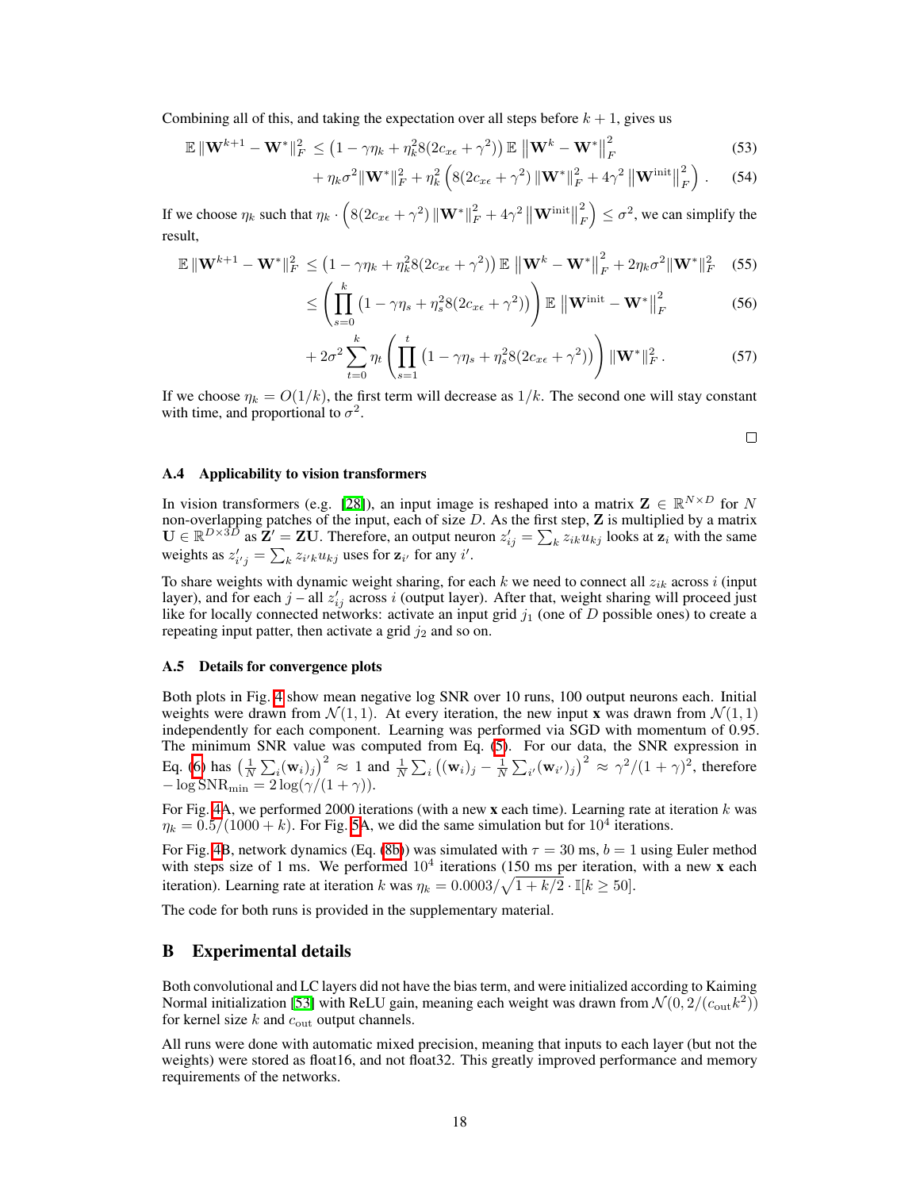Combining all of this, and taking the expectation over all steps before $k+1$, gives us

$$\mathbb{E}\,\|\mathbf{W}^{k+1} - \mathbf{W}^*\|_F^2 \leq \left(1 - \gamma\eta_k + \eta_k^2 8(2c_{x\epsilon} + \gamma^2)\right) \mathbb{E}\,\left\|\mathbf{W}^k - \mathbf{W}^*\right\|_F^2 \tag{53}$$

$$+ \eta_k \sigma^2 \|\mathbf{W}^*\|_F^2 + \eta_k^2 \left(8(2c_{x\epsilon} + \gamma^2)\,\|\mathbf{W}^*\|_F^2 + 4\gamma^2 \left\|\mathbf{W}^{\mathrm{init}}\right\|_F^2\right). \tag{54}$$

If we choose $\eta_k$ such that $\eta_k \cdot \left(8(2c_{x\epsilon} + \gamma^2)\,\|\mathbf{W}^*\|_F^2 + 4\gamma^2 \left\|\mathbf{W}^{\mathrm{init}}\right\|_F^2\right) \leq \sigma^2$, we can simplify the result,

$$\mathbb{E}\,\|\mathbf{W}^{k+1} - \mathbf{W}^*\|_F^2 \leq \left(1 - \gamma\eta_k + \eta_k^2 8(2c_{x\epsilon} + \gamma^2)\right) \mathbb{E}\,\left\|\mathbf{W}^k - \mathbf{W}^*\right\|_F^2 + 2\eta_k\sigma^2\|\mathbf{W}^*\|_F^2 \tag{55}$$

$$\leq \left(\prod_{s=0}^{k} \left(1 - \gamma\eta_s + \eta_s^2 8(2c_{x\epsilon} + \gamma^2)\right)\right) \mathbb{E}\,\left\|\mathbf{W}^{\mathrm{init}} - \mathbf{W}^*\right\|_F^2 \tag{56}$$

$$+ 2\sigma^2 \sum_{t=0}^{k} \eta_t \left(\prod_{s=1}^{t} \left(1 - \gamma\eta_s + \eta_s^2 8(2c_{x\epsilon} + \gamma^2)\right)\right) \|\mathbf{W}^*\|_F^2. \tag{57}$$

If we choose $\eta_k = O(1/k)$, the first term will decrease as $1/k$. The second one will stay constant with time, and proportional to $\sigma^2$.

□

### A.4 Applicability to vision transformers

In vision transformers (e.g. [28]), an input image is reshaped into a matrix $\mathbf{Z} \in \mathbb{R}^{N \times D}$ for $N$ non-overlapping patches of the input, each of size $D$. As the first step, $\mathbf{Z}$ is multiplied by a matrix $\mathbf{U} \in \mathbb{R}^{D \times 3D}$ as $\mathbf{Z}' = \mathbf{Z}\mathbf{U}$. Therefore, an output neuron $z'_{ij} = \sum_k z_{ik} u_{kj}$ looks at $\mathbf{z}_i$ with the same weights as $z'_{i'j} = \sum_k z_{i'k} u_{kj}$ uses for $\mathbf{z}_{i'}$ for any $i'$.

To share weights with dynamic weight sharing, for each $k$ we need to connect all $z_{ik}$ across $i$ (input layer), and for each $j$ – all $z'_{ij}$ across $i$ (output layer). After that, weight sharing will proceed just like for locally connected networks: activate an input grid $j_1$ (one of $D$ possible ones) to create a repeating input patter, then activate a grid $j_2$ and so on.

### A.5 Details for convergence plots

Both plots in Fig. 4 show mean negative log SNR over 10 runs, 100 output neurons each. Initial weights were drawn from $\mathcal{N}(1, 1)$. At every iteration, the new input $\mathbf{x}$ was drawn from $\mathcal{N}(1, 1)$ independently for each component. Learning was performed via SGD with momentum of 0.95. The minimum SNR value was computed from Eq. (5). For our data, the SNR expression in Eq. (6) has $\left(\frac{1}{N}\sum_i (\mathbf{w}_i)_j\right)^2 \approx 1$ and $\frac{1}{N}\sum_i \left((\mathbf{w}_i)_j - \frac{1}{N}\sum_{i'} (\mathbf{w}_{i'})_j\right)^2 \approx \gamma^2/(1+\gamma)^2$, therefore $-\log \mathrm{SNR}_{\min} = 2\log(\gamma/(1+\gamma))$.

For Fig. 4A, we performed 2000 iterations (with a new $\mathbf{x}$ each time). Learning rate at iteration $k$ was $\eta_k = 0.5/(1000 + k)$. For Fig. 5A, we did the same simulation but for $10^4$ iterations.

For Fig. 4B, network dynamics (Eq. (8b)) was simulated with $\tau = 30$ ms, $b = 1$ using Euler method with steps size of 1 ms. We performed $10^4$ iterations (150 ms per iteration, with a new $\mathbf{x}$ each iteration). Learning rate at iteration $k$ was $\eta_k = 0.0003/\sqrt{1 + k/2} \cdot \mathbb{I}[k \geq 50]$.

The code for both runs is provided in the supplementary material.

## B Experimental details

Both convolutional and LC layers did not have the bias term, and were initialized according to Kaiming Normal initialization [53] with ReLU gain, meaning each weight was drawn from $\mathcal{N}(0, 2/(c_{\mathrm{out}} k^2))$ for kernel size $k$ and $c_{\mathrm{out}}$ output channels.

All runs were done with automatic mixed precision, meaning that inputs to each layer (but not the weights) were stored as float16, and not float32. This greatly improved performance and memory requirements of the networks.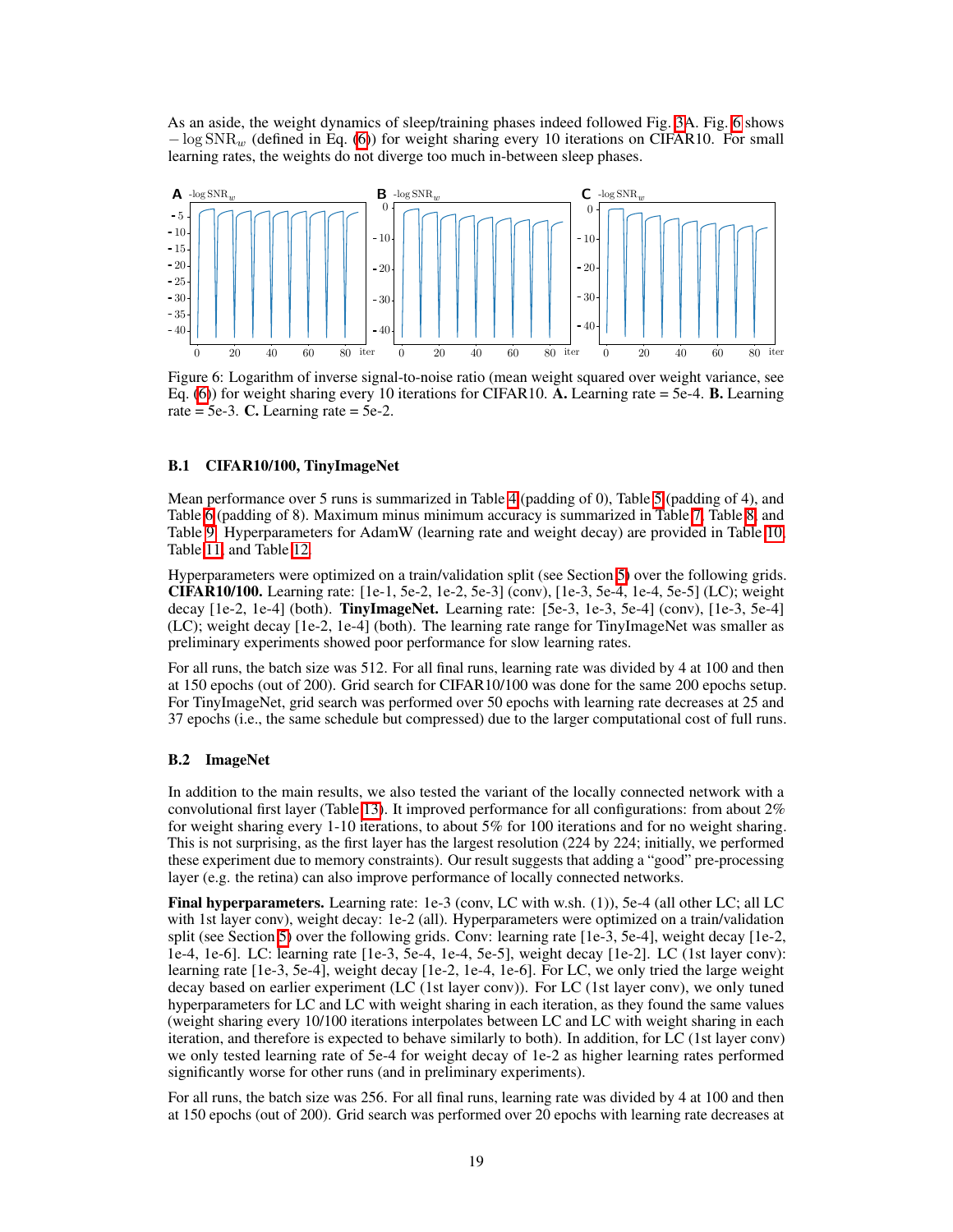As an aside, the weight dynamics of sleep/training phases indeed followed Fig. 3A. Fig. 6 shows $-\log \mathrm{SNR}_w$ (defined in Eq. (6)) for weight sharing every 10 iterations on CIFAR10. For small learning rates, the weights do not diverge too much in-between sleep phases.

Figure 6: Logarithm of inverse signal-to-noise ratio (mean weight squared over weight variance, see Eq. (6)) for weight sharing every 10 iterations for CIFAR10. **A.** Learning rate = 5e-4. **B.** Learning rate = 5e-3. **C.** Learning rate = 5e-2.

### B.1 CIFAR10/100, TinyImageNet

Mean performance over 5 runs is summarized in Table 4 (padding of 0), Table 5 (padding of 4), and Table 6 (padding of 8). Maximum minus minimum accuracy is summarized in Table 7, Table 8, and Table 9. Hyperparameters for AdamW (learning rate and weight decay) are provided in Table 10, Table 11, and Table 12.

Hyperparameters were optimized on a train/validation split (see Section 5) over the following grids. **CIFAR10/100.** Learning rate: [1e-1, 5e-2, 1e-2, 5e-3] (conv), [1e-3, 5e-4, 1e-4, 5e-5] (LC); weight decay [1e-2, 1e-4] (both). **TinyImageNet.** Learning rate: [5e-3, 1e-3, 5e-4] (conv), [1e-3, 5e-4] (LC); weight decay [1e-2, 1e-4] (both). The learning rate range for TinyImageNet was smaller as preliminary experiments showed poor performance for slow learning rates.

For all runs, the batch size was 512. For all final runs, learning rate was divided by 4 at 100 and then at 150 epochs (out of 200). Grid search for CIFAR10/100 was done for the same 200 epochs setup. For TinyImageNet, grid search was performed over 50 epochs with learning rate decreases at 25 and 37 epochs (i.e., the same schedule but compressed) due to the larger computational cost of full runs.

### B.2 ImageNet

In addition to the main results, we also tested the variant of the locally connected network with a convolutional first layer (Table 13). It improved performance for all configurations: from about 2% for weight sharing every 1-10 iterations, to about 5% for 100 iterations and for no weight sharing. This is not surprising, as the first layer has the largest resolution (224 by 224; initially, we performed these experiment due to memory constraints). Our result suggests that adding a "good" pre-processing layer (e.g. the retina) can also improve performance of locally connected networks.

**Final hyperparameters.** Learning rate: 1e-3 (conv, LC with w.sh. (1)), 5e-4 (all other LC; all LC with 1st layer conv), weight decay: 1e-2 (all). Hyperparameters were optimized on a train/validation split (see Section 5) over the following grids. Conv: learning rate [1e-3, 5e-4], weight decay [1e-2, 1e-4, 1e-6]. LC: learning rate [1e-3, 5e-4, 1e-4, 5e-5], weight decay [1e-2]. LC (1st layer conv): learning rate [1e-3, 5e-4], weight decay [1e-2, 1e-4, 1e-6]. For LC, we only tried the large weight decay based on earlier experiment (LC (1st layer conv)). For LC (1st layer conv), we only tuned hyperparameters for LC and LC with weight sharing in each iteration, as they found the same values (weight sharing every 10/100 iterations interpolates between LC and LC with weight sharing in each iteration, and therefore is expected to behave similarly to both). In addition, for LC (1st layer conv) we only tested learning rate of 5e-4 for weight decay of 1e-2 as higher learning rates performed significantly worse for other runs (and in preliminary experiments).

For all runs, the batch size was 256. For all final runs, learning rate was divided by 4 at 100 and then at 150 epochs (out of 200). Grid search was performed over 20 epochs with learning rate decreases at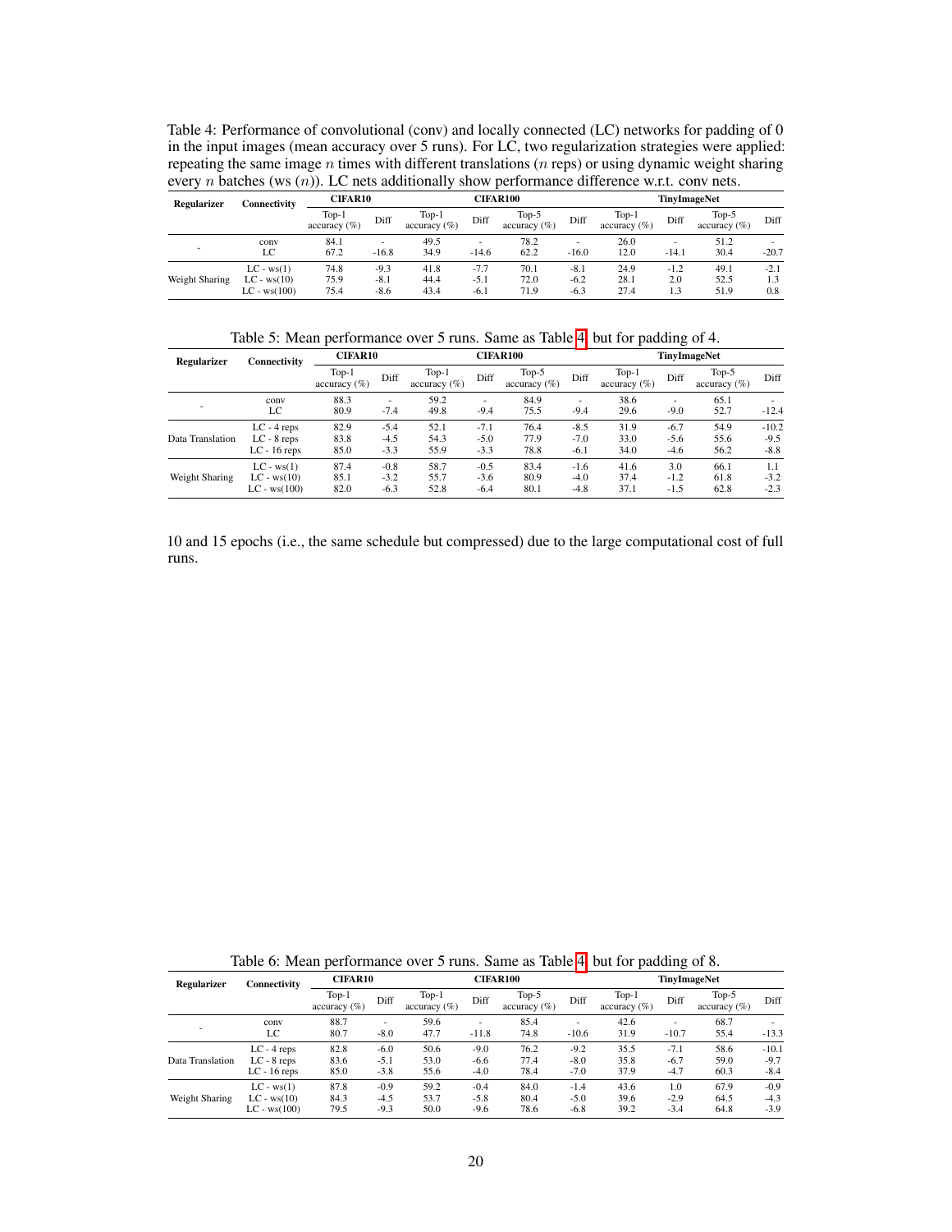Table 4: Performance of convolutional (conv) and locally connected (LC) networks for padding of 0 in the input images (mean accuracy over 5 runs). For LC, two regularization strategies were applied: repeating the same image $n$ times with different translations ($n$ reps) or using dynamic weight sharing every $n$ batches (ws ($n$)). LC nets additionally show performance difference w.r.t. conv nets.

| Regularizer | Connectivity | CIFAR10 | | CIFAR100 | | | | TinyImageNet | | | |
|---|---|---|---|---|---|---|---|---|---|---|---|
| | | Top-1 accuracy (%) | Diff | Top-1 accuracy (%) | Diff | Top-5 accuracy (%) | Diff | Top-1 accuracy (%) | Diff | Top-5 accuracy (%) | Diff |
| - | conv | 84.1 | - | 49.5 | - | 78.2 | - | 26.0 | - | 51.2 | - |
| | LC | 67.2 | -16.8 | 34.9 | -14.6 | 62.2 | -16.0 | 12.0 | -14.1 | 30.4 | -20.7 |
| Weight Sharing | LC - ws(1) | 74.8 | -9.3 | 41.8 | -7.7 | 70.1 | -8.1 | 24.9 | -1.2 | 49.1 | -2.1 |
| | LC - ws(10) | 75.9 | -8.1 | 44.4 | -5.1 | 72.0 | -6.2 | 28.1 | 2.0 | 52.5 | 1.3 |
| | LC - ws(100) | 75.4 | -8.6 | 43.4 | -6.1 | 71.9 | -6.3 | 27.4 | 1.3 | 51.9 | 0.8 |

Table 5: Mean performance over 5 runs. Same as Table 4, but for padding of 4.

| Regularizer | Connectivity | CIFAR10 | | CIFAR100 | | | | TinyImageNet | | | |
|---|---|---|---|---|---|---|---|---|---|---|---|
| | | Top-1 accuracy (%) | Diff | Top-1 accuracy (%) | Diff | Top-5 accuracy (%) | Diff | Top-1 accuracy (%) | Diff | Top-5 accuracy (%) | Diff |
| - | conv | 88.3 | - | 59.2 | - | 84.9 | - | 38.6 | - | 65.1 | - |
| | LC | 80.9 | -7.4 | 49.8 | -9.4 | 75.5 | -9.4 | 29.6 | -9.0 | 52.7 | -12.4 |
| Data Translation | LC - 4 reps | 82.9 | -5.4 | 52.1 | -7.1 | 76.4 | -8.5 | 31.9 | -6.7 | 54.9 | -10.2 |
| | LC - 8 reps | 83.8 | -4.5 | 54.3 | -5.0 | 77.9 | -7.0 | 33.0 | -5.6 | 55.6 | -9.5 |
| | LC - 16 reps | 85.0 | -3.3 | 55.9 | -3.3 | 78.8 | -6.1 | 34.0 | -4.6 | 56.2 | -8.8 |
| Weight Sharing | LC - ws(1) | 87.4 | -0.8 | 58.7 | -0.5 | 83.4 | -1.6 | 41.6 | 3.0 | 66.1 | 1.1 |
| | LC - ws(10) | 85.1 | -3.2 | 55.7 | -3.6 | 80.9 | -4.0 | 37.4 | -1.2 | 61.8 | -3.2 |
| | LC - ws(100) | 82.0 | -6.3 | 52.8 | -6.4 | 80.1 | -4.8 | 37.1 | -1.5 | 62.8 | -2.3 |

10 and 15 epochs (i.e., the same schedule but compressed) due to the large computational cost of full runs.

Table 6: Mean performance over 5 runs. Same as Table 4, but for padding of 8.

| Regularizer | Connectivity | CIFAR10 | | CIFAR100 | | | | TinyImageNet | | | |
|---|---|---|---|---|---|---|---|---|---|---|---|
| | | Top-1 accuracy (%) | Diff | Top-1 accuracy (%) | Diff | Top-5 accuracy (%) | Diff | Top-1 accuracy (%) | Diff | Top-5 accuracy (%) | Diff |
| - | conv | 88.7 | - | 59.6 | - | 85.4 | - | 42.6 | - | 68.7 | - |
| | LC | 80.7 | -8.0 | 47.7 | -11.8 | 74.8 | -10.6 | 31.9 | -10.7 | 55.4 | -13.3 |
| Data Translation | LC - 4 reps | 82.8 | -6.0 | 50.6 | -9.0 | 76.2 | -9.2 | 35.5 | -7.1 | 58.6 | -10.1 |
| | LC - 8 reps | 83.6 | -5.1 | 53.0 | -6.6 | 77.4 | -8.0 | 35.8 | -6.7 | 59.0 | -9.7 |
| | LC - 16 reps | 85.0 | -3.8 | 55.6 | -4.0 | 78.4 | -7.0 | 37.9 | -4.7 | 60.3 | -8.4 |
| Weight Sharing | LC - ws(1) | 87.8 | -0.9 | 59.2 | -0.4 | 84.0 | -1.4 | 43.6 | 1.0 | 67.9 | -0.9 |
| | LC - ws(10) | 84.3 | -4.5 | 53.7 | -5.8 | 80.4 | -5.0 | 39.6 | -2.9 | 64.5 | -4.3 |
| | LC - ws(100) | 79.5 | -9.3 | 50.0 | -9.6 | 78.6 | -6.8 | 39.2 | -3.4 | 64.8 | -3.9 |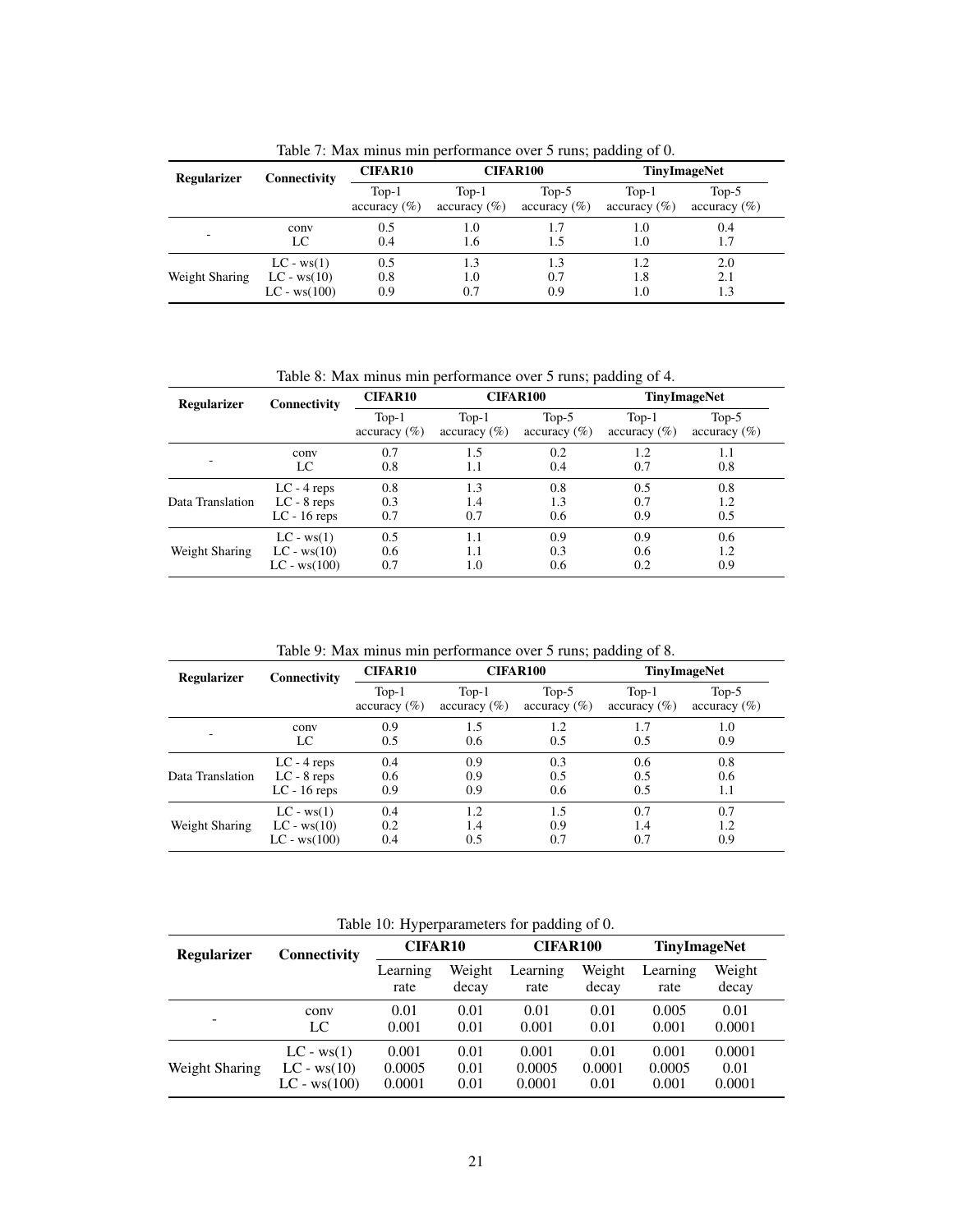Table 7: Max minus min performance over 5 runs; padding of 0.

| Regularizer | Connectivity | CIFAR10 | CIFAR100 | | TinyImageNet | |
|---|---|---|---|---|---|---|
| | | Top-1 accuracy (%) | Top-1 accuracy (%) | Top-5 accuracy (%) | Top-1 accuracy (%) | Top-5 accuracy (%) |
| - | conv | 0.5 | 1.0 | 1.7 | 1.0 | 0.4 |
| | LC | 0.4 | 1.6 | 1.5 | 1.0 | 1.7 |
| Weight Sharing | LC - ws(1) | 0.5 | 1.3 | 1.3 | 1.2 | 2.0 |
| | LC - ws(10) | 0.8 | 1.0 | 0.7 | 1.8 | 2.1 |
| | LC - ws(100) | 0.9 | 0.7 | 0.9 | 1.0 | 1.3 |

Table 8: Max minus min performance over 5 runs; padding of 4.

| Regularizer | Connectivity | CIFAR10 | CIFAR100 | | TinyImageNet | |
|---|---|---|---|---|---|---|
| | | Top-1 accuracy (%) | Top-1 accuracy (%) | Top-5 accuracy (%) | Top-1 accuracy (%) | Top-5 accuracy (%) |
| - | conv | 0.7 | 1.5 | 0.2 | 1.2 | 1.1 |
| | LC | 0.8 | 1.1 | 0.4 | 0.7 | 0.8 |
| Data Translation | LC - 4 reps | 0.8 | 1.3 | 0.8 | 0.5 | 0.8 |
| | LC - 8 reps | 0.3 | 1.4 | 1.3 | 0.7 | 1.2 |
| | LC - 16 reps | 0.7 | 0.7 | 0.6 | 0.9 | 0.5 |
| Weight Sharing | LC - ws(1) | 0.5 | 1.1 | 0.9 | 0.9 | 0.6 |
| | LC - ws(10) | 0.6 | 1.1 | 0.3 | 0.6 | 1.2 |
| | LC - ws(100) | 0.7 | 1.0 | 0.6 | 0.2 | 0.9 |

Table 9: Max minus min performance over 5 runs; padding of 8.

| Regularizer | Connectivity | CIFAR10 | CIFAR100 | | TinyImageNet | |
|---|---|---|---|---|---|---|
| | | Top-1 accuracy (%) | Top-1 accuracy (%) | Top-5 accuracy (%) | Top-1 accuracy (%) | Top-5 accuracy (%) |
| - | conv | 0.9 | 1.5 | 1.2 | 1.7 | 1.0 |
| | LC | 0.5 | 0.6 | 0.5 | 0.5 | 0.9 |
| Data Translation | LC - 4 reps | 0.4 | 0.9 | 0.3 | 0.6 | 0.8 |
| | LC - 8 reps | 0.6 | 0.9 | 0.5 | 0.5 | 0.6 |
| | LC - 16 reps | 0.9 | 0.9 | 0.6 | 0.5 | 1.1 |
| Weight Sharing | LC - ws(1) | 0.4 | 1.2 | 1.5 | 0.7 | 0.7 |
| | LC - ws(10) | 0.2 | 1.4 | 0.9 | 1.4 | 1.2 |
| | LC - ws(100) | 0.4 | 0.5 | 0.7 | 0.7 | 0.9 |

Table 10: Hyperparameters for padding of 0.

| Regularizer | Connectivity | CIFAR10 | | CIFAR100 | | TinyImageNet | |
|---|---|---|---|---|---|---|---|
| | | Learning rate | Weight decay | Learning rate | Weight decay | Learning rate | Weight decay |
| - | conv | 0.01 | 0.01 | 0.01 | 0.01 | 0.005 | 0.01 |
| | LC | 0.001 | 0.01 | 0.001 | 0.01 | 0.001 | 0.0001 |
| Weight Sharing | LC - ws(1) | 0.001 | 0.01 | 0.001 | 0.01 | 0.001 | 0.0001 |
| | LC - ws(10) | 0.0005 | 0.01 | 0.0005 | 0.0001 | 0.0005 | 0.01 |
| | LC - ws(100) | 0.0001 | 0.01 | 0.0001 | 0.01 | 0.001 | 0.0001 |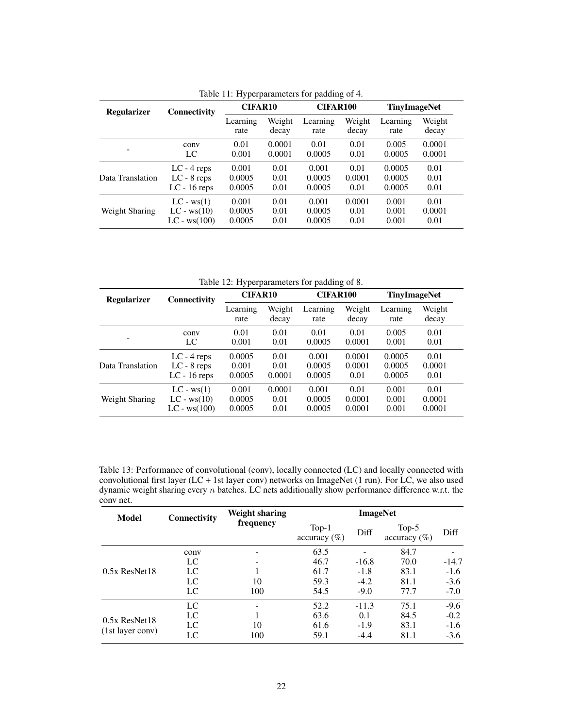Table 11: Hyperparameters for padding of 4.

| Regularizer | Connectivity | CIFAR10 | | CIFAR100 | | TinyImageNet | |
|---|---|---|---|---|---|---|---|
| | | Learning rate | Weight decay | Learning rate | Weight decay | Learning rate | Weight decay |
| - | conv | 0.01 | 0.0001 | 0.01 | 0.01 | 0.005 | 0.0001 |
| | LC | 0.001 | 0.0001 | 0.0005 | 0.01 | 0.0005 | 0.0001 |
| Data Translation | LC - 4 reps | 0.001 | 0.01 | 0.001 | 0.01 | 0.0005 | 0.01 |
| | LC - 8 reps | 0.0005 | 0.01 | 0.0005 | 0.0001 | 0.0005 | 0.01 |
| | LC - 16 reps | 0.0005 | 0.01 | 0.0005 | 0.01 | 0.0005 | 0.01 |
| Weight Sharing | LC - ws(1) | 0.001 | 0.01 | 0.001 | 0.0001 | 0.001 | 0.01 |
| | LC - ws(10) | 0.0005 | 0.01 | 0.0005 | 0.01 | 0.001 | 0.0001 |
| | LC - ws(100) | 0.0005 | 0.01 | 0.0005 | 0.01 | 0.001 | 0.01 |

Table 12: Hyperparameters for padding of 8.

| Regularizer | Connectivity | CIFAR10 | | CIFAR100 | | TinyImageNet | |
|---|---|---|---|---|---|---|---|
| | | Learning rate | Weight decay | Learning rate | Weight decay | Learning rate | Weight decay |
| - | conv | 0.01 | 0.01 | 0.01 | 0.01 | 0.005 | 0.01 |
| | LC | 0.001 | 0.01 | 0.0005 | 0.0001 | 0.001 | 0.01 |
| Data Translation | LC - 4 reps | 0.0005 | 0.01 | 0.001 | 0.0001 | 0.0005 | 0.01 |
| | LC - 8 reps | 0.001 | 0.01 | 0.0005 | 0.0001 | 0.0005 | 0.0001 |
| | LC - 16 reps | 0.0005 | 0.0001 | 0.0005 | 0.01 | 0.0005 | 0.01 |
| Weight Sharing | LC - ws(1) | 0.001 | 0.0001 | 0.001 | 0.01 | 0.001 | 0.01 |
| | LC - ws(10) | 0.0005 | 0.01 | 0.0005 | 0.0001 | 0.001 | 0.0001 |
| | LC - ws(100) | 0.0005 | 0.01 | 0.0005 | 0.0001 | 0.001 | 0.0001 |

Table 13: Performance of convolutional (conv), locally connected (LC) and locally connected with convolutional first layer (LC + 1st layer conv) networks on ImageNet (1 run). For LC, we also used dynamic weight sharing every $n$ batches. LC nets additionally show performance difference w.r.t. the conv net.

| Model | Connectivity | Weight sharing frequency | ImageNet | | | |
|---|---|---|---|---|---|---|
| | | | Top-1 accuracy (%) | Diff | Top-5 accuracy (%) | Diff |
| 0.5x ResNet18 | conv | - | 63.5 | - | 84.7 | - |
| | LC | - | 46.7 | -16.8 | 70.0 | -14.7 |
| | LC | 1 | 61.7 | -1.8 | 83.1 | -1.6 |
| | LC | 10 | 59.3 | -4.2 | 81.1 | -3.6 |
| | LC | 100 | 54.5 | -9.0 | 77.7 | -7.0 |
| 0.5x ResNet18 (1st layer conv) | LC | - | 52.2 | -11.3 | 75.1 | -9.6 |
| | LC | 1 | 63.6 | 0.1 | 84.5 | -0.2 |
| | LC | 10 | 61.6 | -1.9 | 83.1 | -1.6 |
| | LC | 100 | 59.1 | -4.4 | 81.1 | -3.6 |